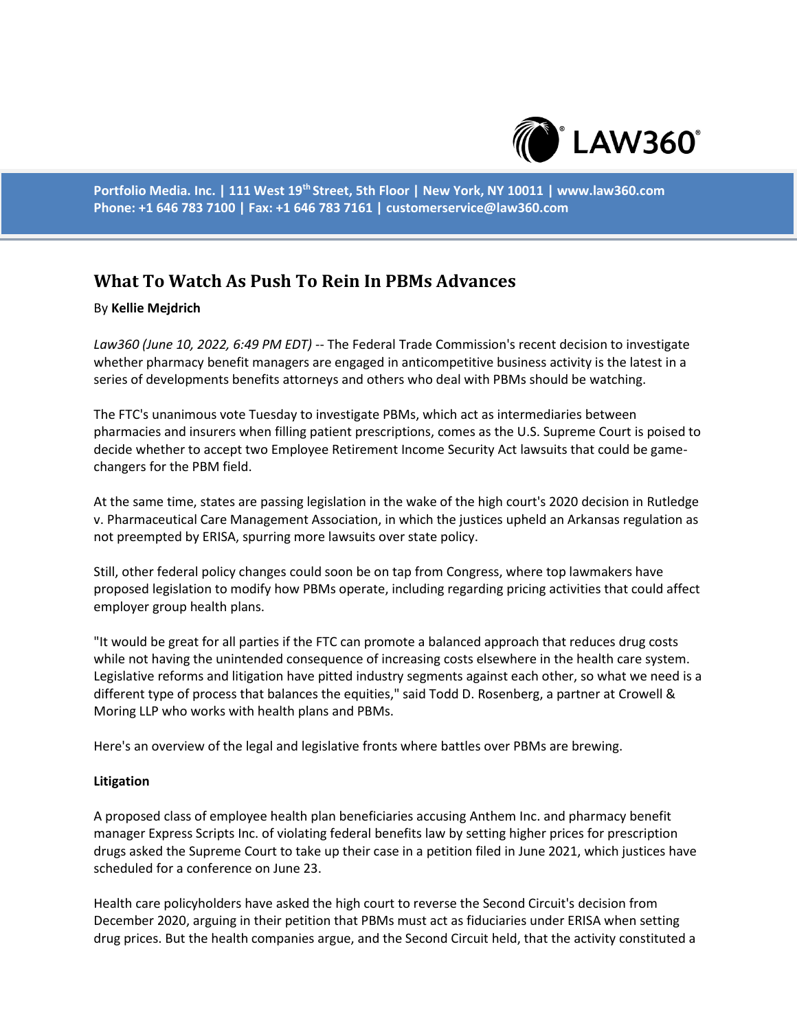Portfolio Media. Inc. | 111 West 19th Street, 5th Floor | New York, NY 10011 | www.law360.com
Phone: +1 646 783 7100 | Fax: +1 646 783 7161 | customerservice@law360.com

# What To Watch As Push To Rein In PBMs Advances

By **Kellie Mejdrich**

*Law360 (June 10, 2022, 6:49 PM EDT)* -- The Federal Trade Commission's recent decision to investigate whether pharmacy benefit managers are engaged in anticompetitive business activity is the latest in a series of developments benefits attorneys and others who deal with PBMs should be watching.

The FTC's unanimous vote Tuesday to investigate PBMs, which act as intermediaries between pharmacies and insurers when filling patient prescriptions, comes as the U.S. Supreme Court is poised to decide whether to accept two Employee Retirement Income Security Act lawsuits that could be game-changers for the PBM field.

At the same time, states are passing legislation in the wake of the high court's 2020 decision in Rutledge v. Pharmaceutical Care Management Association, in which the justices upheld an Arkansas regulation as not preempted by ERISA, spurring more lawsuits over state policy.

Still, other federal policy changes could soon be on tap from Congress, where top lawmakers have proposed legislation to modify how PBMs operate, including regarding pricing activities that could affect employer group health plans.

"It would be great for all parties if the FTC can promote a balanced approach that reduces drug costs while not having the unintended consequence of increasing costs elsewhere in the health care system. Legislative reforms and litigation have pitted industry segments against each other, so what we need is a different type of process that balances the equities," said Todd D. Rosenberg, a partner at Crowell & Moring LLP who works with health plans and PBMs.

Here's an overview of the legal and legislative fronts where battles over PBMs are brewing.

**Litigation**

A proposed class of employee health plan beneficiaries accusing Anthem Inc. and pharmacy benefit manager Express Scripts Inc. of violating federal benefits law by setting higher prices for prescription drugs asked the Supreme Court to take up their case in a petition filed in June 2021, which justices have scheduled for a conference on June 23.

Health care policyholders have asked the high court to reverse the Second Circuit's decision from December 2020, arguing in their petition that PBMs must act as fiduciaries under ERISA when setting drug prices. But the health companies argue, and the Second Circuit held, that the activity constituted a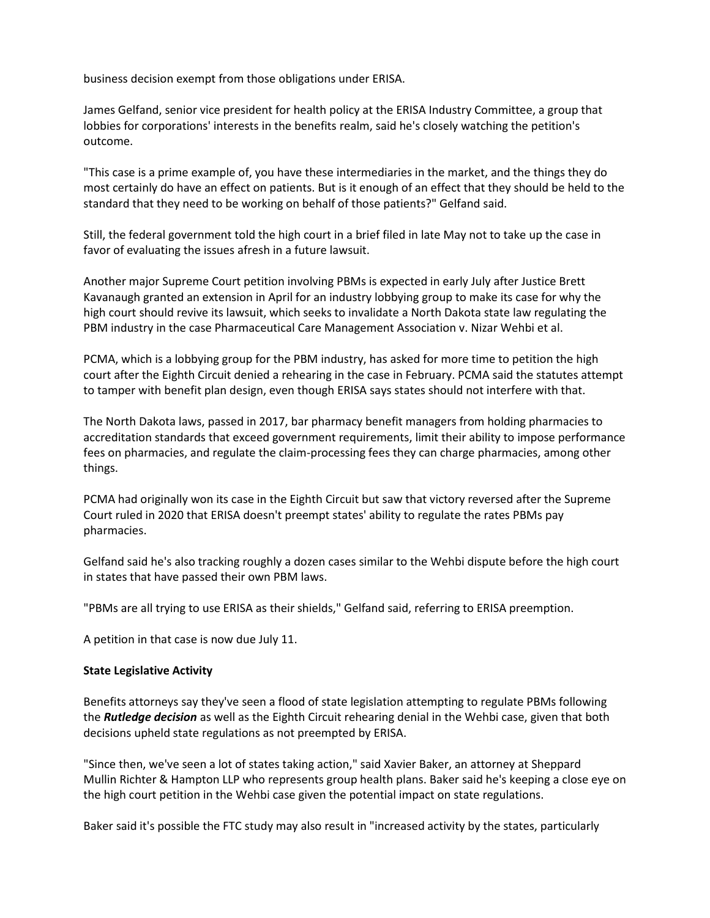business decision exempt from those obligations under ERISA.

James Gelfand, senior vice president for health policy at the ERISA Industry Committee, a group that lobbies for corporations' interests in the benefits realm, said he's closely watching the petition's outcome.

"This case is a prime example of, you have these intermediaries in the market, and the things they do most certainly do have an effect on patients. But is it enough of an effect that they should be held to the standard that they need to be working on behalf of those patients?" Gelfand said.

Still, the federal government told the high court in a brief filed in late May not to take up the case in favor of evaluating the issues afresh in a future lawsuit.

Another major Supreme Court petition involving PBMs is expected in early July after Justice Brett Kavanaugh granted an extension in April for an industry lobbying group to make its case for why the high court should revive its lawsuit, which seeks to invalidate a North Dakota state law regulating the PBM industry in the case Pharmaceutical Care Management Association v. Nizar Wehbi et al.

PCMA, which is a lobbying group for the PBM industry, has asked for more time to petition the high court after the Eighth Circuit denied a rehearing in the case in February. PCMA said the statutes attempt to tamper with benefit plan design, even though ERISA says states should not interfere with that.

The North Dakota laws, passed in 2017, bar pharmacy benefit managers from holding pharmacies to accreditation standards that exceed government requirements, limit their ability to impose performance fees on pharmacies, and regulate the claim-processing fees they can charge pharmacies, among other things.

PCMA had originally won its case in the Eighth Circuit but saw that victory reversed after the Supreme Court ruled in 2020 that ERISA doesn't preempt states' ability to regulate the rates PBMs pay pharmacies.

Gelfand said he's also tracking roughly a dozen cases similar to the Wehbi dispute before the high court in states that have passed their own PBM laws.

"PBMs are all trying to use ERISA as their shields," Gelfand said, referring to ERISA preemption.

A petition in that case is now due July 11.

**State Legislative Activity**

Benefits attorneys say they've seen a flood of state legislation attempting to regulate PBMs following the ***Rutledge decision*** as well as the Eighth Circuit rehearing denial in the Wehbi case, given that both decisions upheld state regulations as not preempted by ERISA.

"Since then, we've seen a lot of states taking action," said Xavier Baker, an attorney at Sheppard Mullin Richter & Hampton LLP who represents group health plans. Baker said he's keeping a close eye on the high court petition in the Wehbi case given the potential impact on state regulations.

Baker said it's possible the FTC study may also result in "increased activity by the states, particularly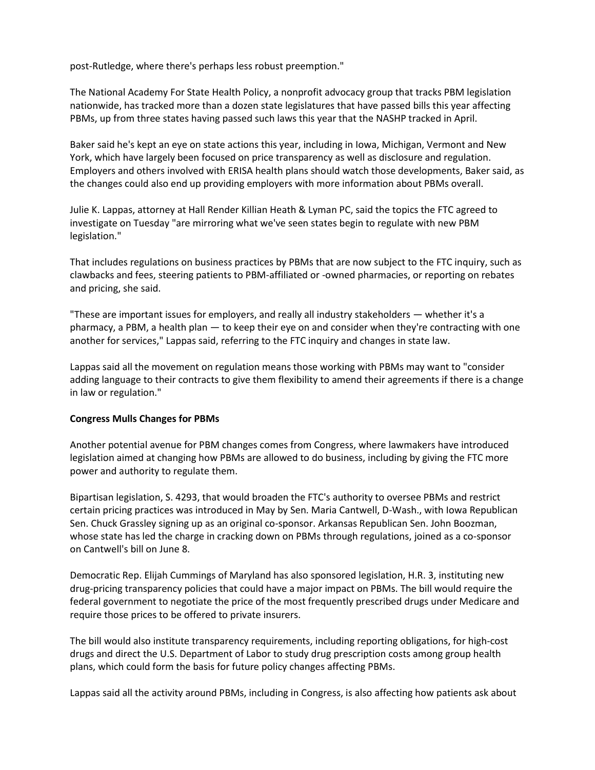post-Rutledge, where there's perhaps less robust preemption."

The National Academy For State Health Policy, a nonprofit advocacy group that tracks PBM legislation nationwide, has tracked more than a dozen state legislatures that have passed bills this year affecting PBMs, up from three states having passed such laws this year that the NASHP tracked in April.

Baker said he's kept an eye on state actions this year, including in Iowa, Michigan, Vermont and New York, which have largely been focused on price transparency as well as disclosure and regulation. Employers and others involved with ERISA health plans should watch those developments, Baker said, as the changes could also end up providing employers with more information about PBMs overall.

Julie K. Lappas, attorney at Hall Render Killian Heath & Lyman PC, said the topics the FTC agreed to investigate on Tuesday "are mirroring what we've seen states begin to regulate with new PBM legislation."

That includes regulations on business practices by PBMs that are now subject to the FTC inquiry, such as clawbacks and fees, steering patients to PBM-affiliated or -owned pharmacies, or reporting on rebates and pricing, she said.

"These are important issues for employers, and really all industry stakeholders — whether it's a pharmacy, a PBM, a health plan — to keep their eye on and consider when they're contracting with one another for services," Lappas said, referring to the FTC inquiry and changes in state law.

Lappas said all the movement on regulation means those working with PBMs may want to "consider adding language to their contracts to give them flexibility to amend their agreements if there is a change in law or regulation."

**Congress Mulls Changes for PBMs**

Another potential avenue for PBM changes comes from Congress, where lawmakers have introduced legislation aimed at changing how PBMs are allowed to do business, including by giving the FTC more power and authority to regulate them.

Bipartisan legislation, S. 4293, that would broaden the FTC's authority to oversee PBMs and restrict certain pricing practices was introduced in May by Sen. Maria Cantwell, D-Wash., with Iowa Republican Sen. Chuck Grassley signing up as an original co-sponsor. Arkansas Republican Sen. John Boozman, whose state has led the charge in cracking down on PBMs through regulations, joined as a co-sponsor on Cantwell's bill on June 8.

Democratic Rep. Elijah Cummings of Maryland has also sponsored legislation, H.R. 3, instituting new drug-pricing transparency policies that could have a major impact on PBMs. The bill would require the federal government to negotiate the price of the most frequently prescribed drugs under Medicare and require those prices to be offered to private insurers.

The bill would also institute transparency requirements, including reporting obligations, for high-cost drugs and direct the U.S. Department of Labor to study drug prescription costs among group health plans, which could form the basis for future policy changes affecting PBMs.

Lappas said all the activity around PBMs, including in Congress, is also affecting how patients ask about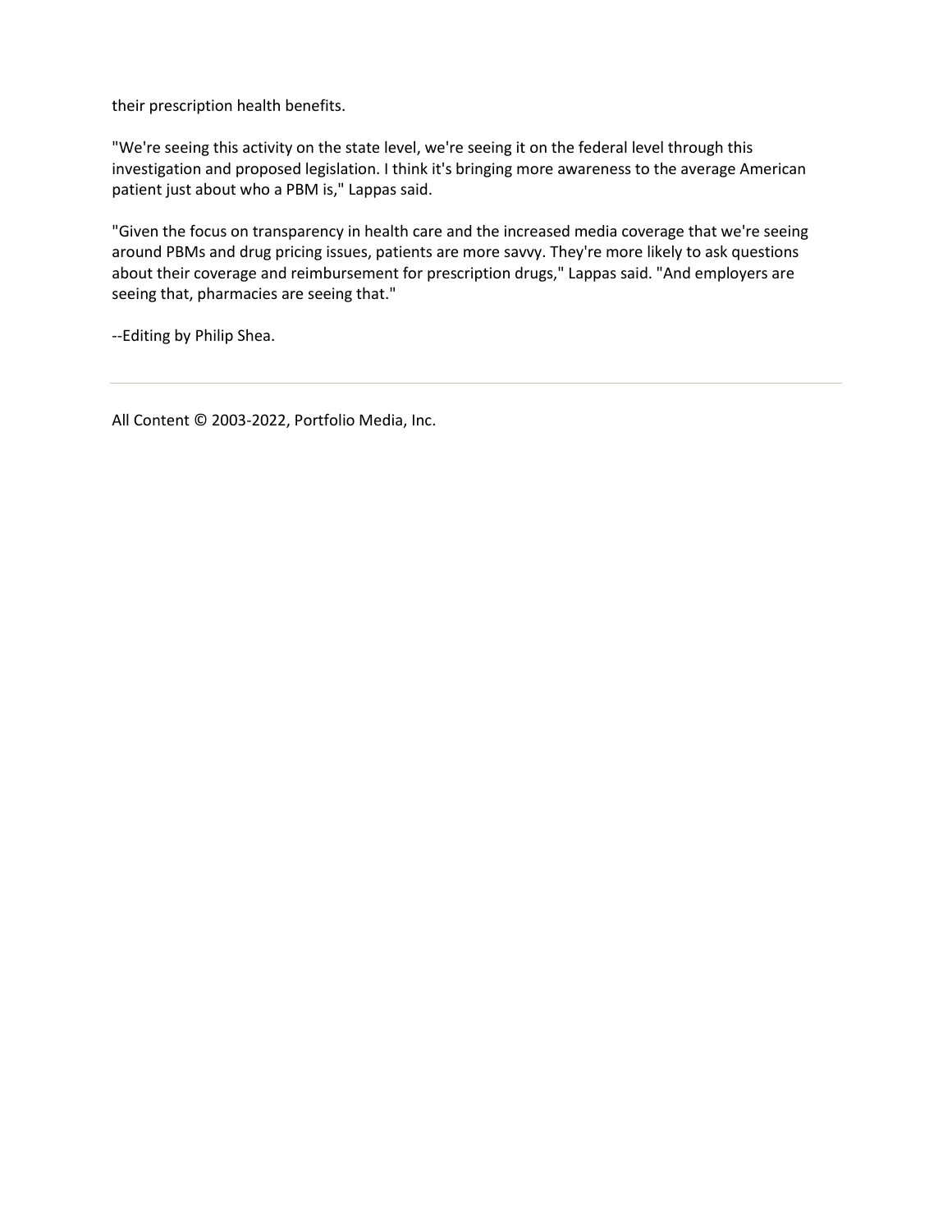their prescription health benefits.

"We're seeing this activity on the state level, we're seeing it on the federal level through this investigation and proposed legislation. I think it's bringing more awareness to the average American patient just about who a PBM is," Lappas said.

"Given the focus on transparency in health care and the increased media coverage that we're seeing around PBMs and drug pricing issues, patients are more savvy. They're more likely to ask questions about their coverage and reimbursement for prescription drugs," Lappas said. "And employers are seeing that, pharmacies are seeing that."

--Editing by Philip Shea.

---

All Content © 2003-2022, Portfolio Media, Inc.